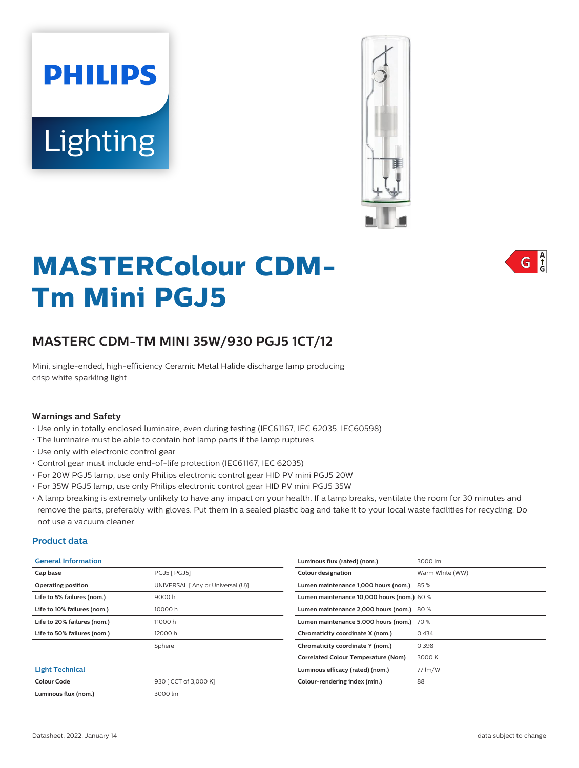# MASTERColour CDM-Tm Mini PGJ5

## MASTERC CDM-TM MINI 35W/930 PGJ5 1CT/12

Mini, single-ended, high-efficiency Ceramic Metal Halide discharge lamp producing crisp white sparkling light

### Warnings and Safety

- Use only in totally enclosed luminaire, even during testing (IEC61167, IEC 62035, IEC60598)
- The luminaire must be able to contain hot lamp parts if the lamp ruptures
- Use only with electronic control gear
- Control gear must include end-of-life protection (IEC61167, IEC 62035)
- For 20W PGJ5 lamp, use only Philips electronic control gear HID PV mini PGJ5 20W
- For 35W PGJ5 lamp, use only Philips electronic control gear HID PV mini PGJ5 35W
- A lamp breaking is extremely unlikely to have any impact on your health. If a lamp breaks, ventilate the room for 30 minutes and remove the parts, preferably with gloves. Put them in a sealed plastic bag and take it to your local waste facilities for recycling. Do not use a vacuum cleaner.

### Product data

| General Information | |
|---|---|
| Cap base | PGJ5 [ PGJ5] |
| Operating position | UNIVERSAL [ Any or Universal (U)] |
| Life to 5% failures (nom.) | 9000 h |
| Life to 10% failures (nom.) | 10000 h |
| Life to 20% failures (nom.) | 11000 h |
| Life to 50% failures (nom.) | 12000 h |
| | Sphere |

| Light Technical | |
|---|---|
| Colour Code | 930 [ CCT of 3,000 K] |
| Luminous flux (nom.) | 3000 lm |
| Luminous flux (rated) (nom.) | 3000 lm |
| Colour designation | Warm White (WW) |
| Lumen maintenance 1,000 hours (nom.) | 85 % |
| Lumen maintenance 10,000 hours (nom.) | 60 % |
| Lumen maintenance 2,000 hours (nom.) | 80 % |
| Lumen maintenance 5,000 hours (nom.) | 70 % |
| Chromaticity coordinate X (nom.) | 0.434 |
| Chromaticity coordinate Y (nom.) | 0.398 |
| Correlated Colour Temperature (Nom) | 3000 K |
| Luminous efficacy (rated) (nom.) | 77 lm/W |
| Colour-rendering index (min.) | 88 |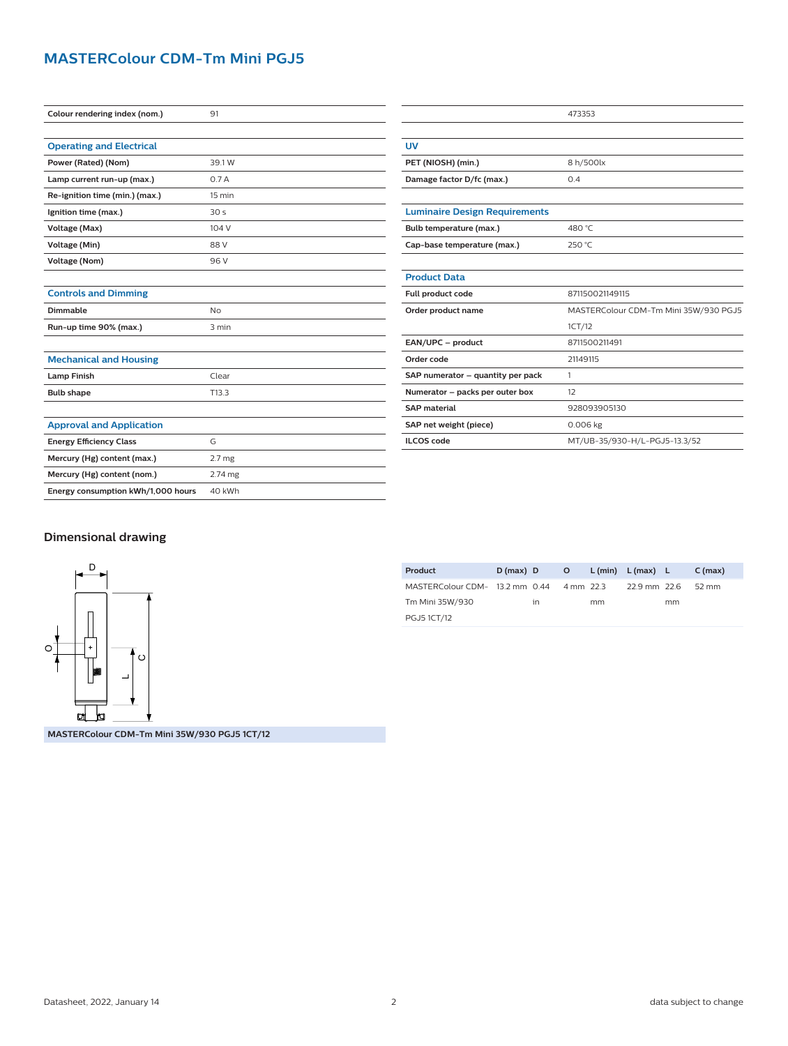# MASTERColour CDM-Tm Mini PGJ5

| | |
|---|---|
| Colour rendering index (nom.) | 91 |

| Operating and Electrical | |
|---|---|
| Power (Rated) (Nom) | 39.1 W |
| Lamp current run-up (max.) | 0.7 A |
| Re-ignition time (min.) (max.) | 15 min |
| Ignition time (max.) | 30 s |
| Voltage (Max) | 104 V |
| Voltage (Min) | 88 V |
| Voltage (Nom) | 96 V |

| Controls and Dimming | |
|---|---|
| Dimmable | No |
| Run-up time 90% (max.) | 3 min |

| Mechanical and Housing | |
|---|---|
| Lamp Finish | Clear |
| Bulb shape | T13.3 |

| Approval and Application | |
|---|---|
| Energy Efficiency Class | G |
| Mercury (Hg) content (max.) | 2.7 mg |
| Mercury (Hg) content (nom.) | 2.74 mg |
| Energy consumption kWh/1,000 hours | 40 kWh |

| | |
|---|---|
| | 473353 |

| UV | |
|---|---|
| PET (NIOSH) (min.) | 8 h/500lx |
| Damage factor D/fc (max.) | 0.4 |

| Luminaire Design Requirements | |
|---|---|
| Bulb temperature (max.) | 480 °C |
| Cap-base temperature (max.) | 250 °C |

| Product Data | |
|---|---|
| Full product code | 871150021149115 |
| Order product name | MASTERColour CDM-Tm Mini 35W/930 PGJ5 1CT/12 |
| EAN/UPC – product | 8711500211491 |
| Order code | 21149115 |
| SAP numerator – quantity per pack | 1 |
| Numerator – packs per outer box | 12 |
| SAP material | 928093905130 |
| SAP net weight (piece) | 0.006 kg |
| ILCOS code | MT/UB-35/930-H/L-PGJ5-13.3/52 |

## Dimensional drawing

MASTERColour CDM-Tm Mini 35W/930 PGJ5 1CT/12

| Product | D (max) | D | O | L (min) | L (max) | L | C (max) |
|---|---|---|---|---|---|---|---|
| MASTERColour CDM-Tm Mini 35W/930 PGJ5 1CT/12 | 13.2 mm | 0.44 in | 4 mm | 22.3 mm | 22.9 mm | 22.6 mm | 52 mm |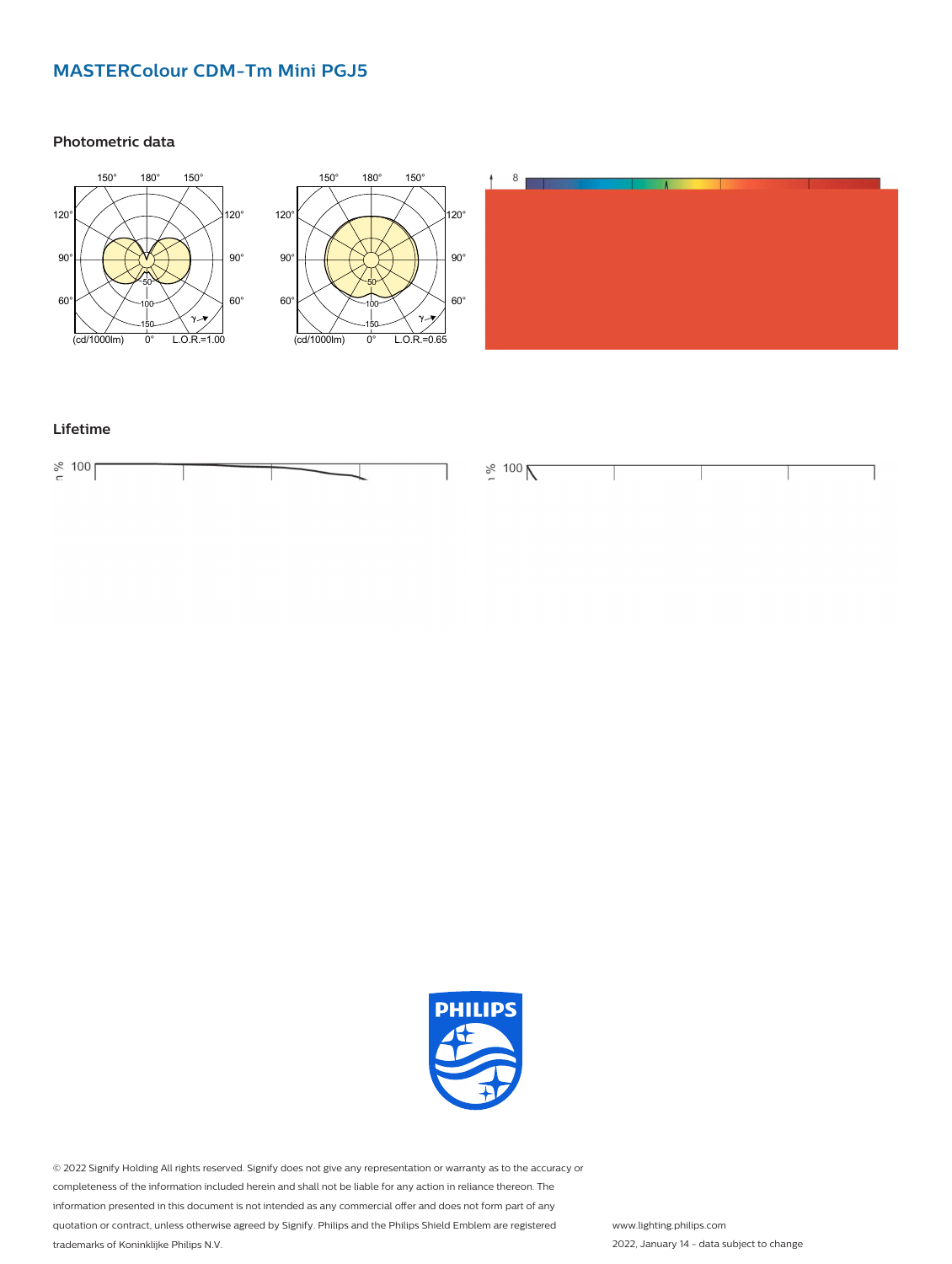# MASTERColour CDM-Tm Mini PGJ5

## Photometric data

150° 180° 150°
120° 120°
90° 90°
60° 60°
50
100
150
γ
(cd/1000lm) 0° L.O.R.=1.00

150° 180° 150°
120° 120°
90° 90°
60° 60°
50
100
150
γ
(cd/1000lm) 0° L.O.R.=0.65

8

## Lifetime

η % 100

η % 100

© 2022 Signify Holding All rights reserved. Signify does not give any representation or warranty as to the accuracy or completeness of the information included herein and shall not be liable for any action in reliance thereon. The information presented in this document is not intended as any commercial offer and does not form part of any quotation or contract, unless otherwise agreed by Signify. Philips and the Philips Shield Emblem are registered trademarks of Koninklijke Philips N.V.

www.lighting.philips.com
2022, January 14 - data subject to change